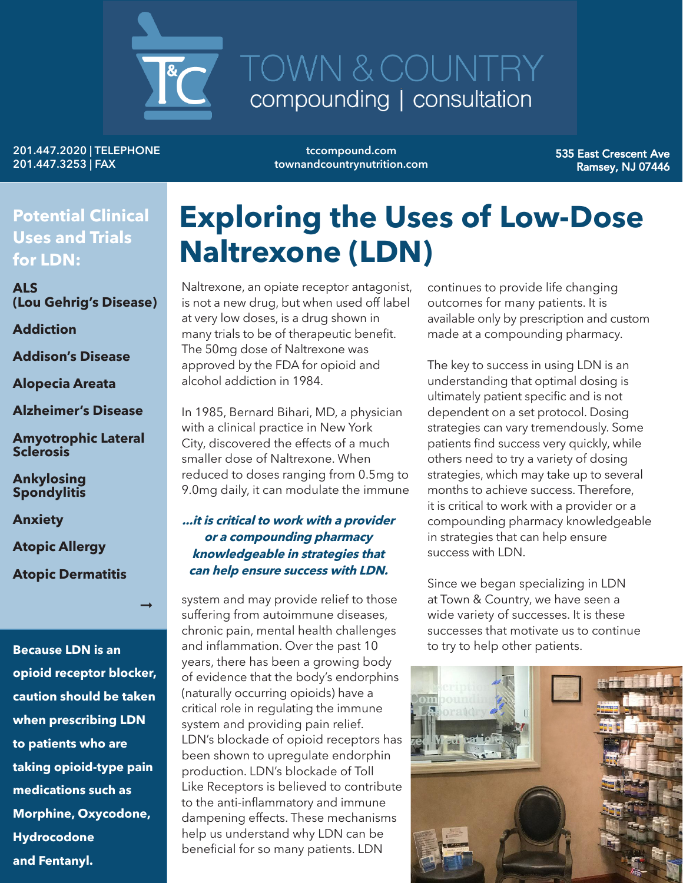# TOWN & COUNTRY

compounding | consultation

201.447.2020 | TELEPHONE
201.447.3253 | FAX

tccompound.com
townandcountrynutrition.com

535 East Crescent Ave
Ramsey, NJ 07446

## Potential Clinical Uses and Trials for LDN:

**ALS (Lou Gehrig's Disease)**

**Addiction**

**Addison's Disease**

**Alopecia Areata**

**Alzheimer's Disease**

**Amyotrophic Lateral Sclerosis**

**Ankylosing Spondylitis**

**Anxiety**

**Atopic Allergy**

**Atopic Dermatitis**

→

**Because LDN is an opioid receptor blocker, caution should be taken when prescribing LDN to patients who are taking opioid-type pain medications such as Morphine, Oxycodone, Hydrocodone and Fentanyl.**

# Exploring the Uses of Low-Dose Naltrexone (LDN)

Naltrexone, an opiate receptor antagonist, is not a new drug, but when used off label at very low doses, is a drug shown in many trials to be of therapeutic benefit. The 50mg dose of Naltrexone was approved by the FDA for opioid and alcohol addiction in 1984.

In 1985, Bernard Bihari, MD, a physician with a clinical practice in New York City, discovered the effects of a much smaller dose of Naltrexone. When reduced to doses ranging from 0.5mg to 9.0mg daily, it can modulate the immune system and may provide relief to those suffering from autoimmune diseases, chronic pain, mental health challenges and inflammation. Over the past 10 years, there has been a growing body of evidence that the body's endorphins (naturally occurring opioids) have a critical role in regulating the immune system and providing pain relief. LDN's blockade of opioid receptors has been shown to upregulate endorphin production. LDN's blockade of Toll Like Receptors is believed to contribute to the anti-inflammatory and immune dampening effects. These mechanisms help us understand why LDN can be beneficial for so many patients. LDN continues to provide life changing outcomes for many patients. It is available only by prescription and custom made at a compounding pharmacy.

***...it is critical to work with a provider or a compounding pharmacy knowledgeable in strategies that can help ensure success with LDN.***

The key to success in using LDN is an understanding that optimal dosing is ultimately patient specific and is not dependent on a set protocol. Dosing strategies can vary tremendously. Some patients find success very quickly, while others need to try a variety of dosing strategies, which may take up to several months to achieve success. Therefore, it is critical to work with a provider or a compounding pharmacy knowledgeable in strategies that can help ensure success with LDN.

Since we began specializing in LDN at Town & Country, we have seen a wide variety of successes. It is these successes that motivate us to continue to try to help other patients.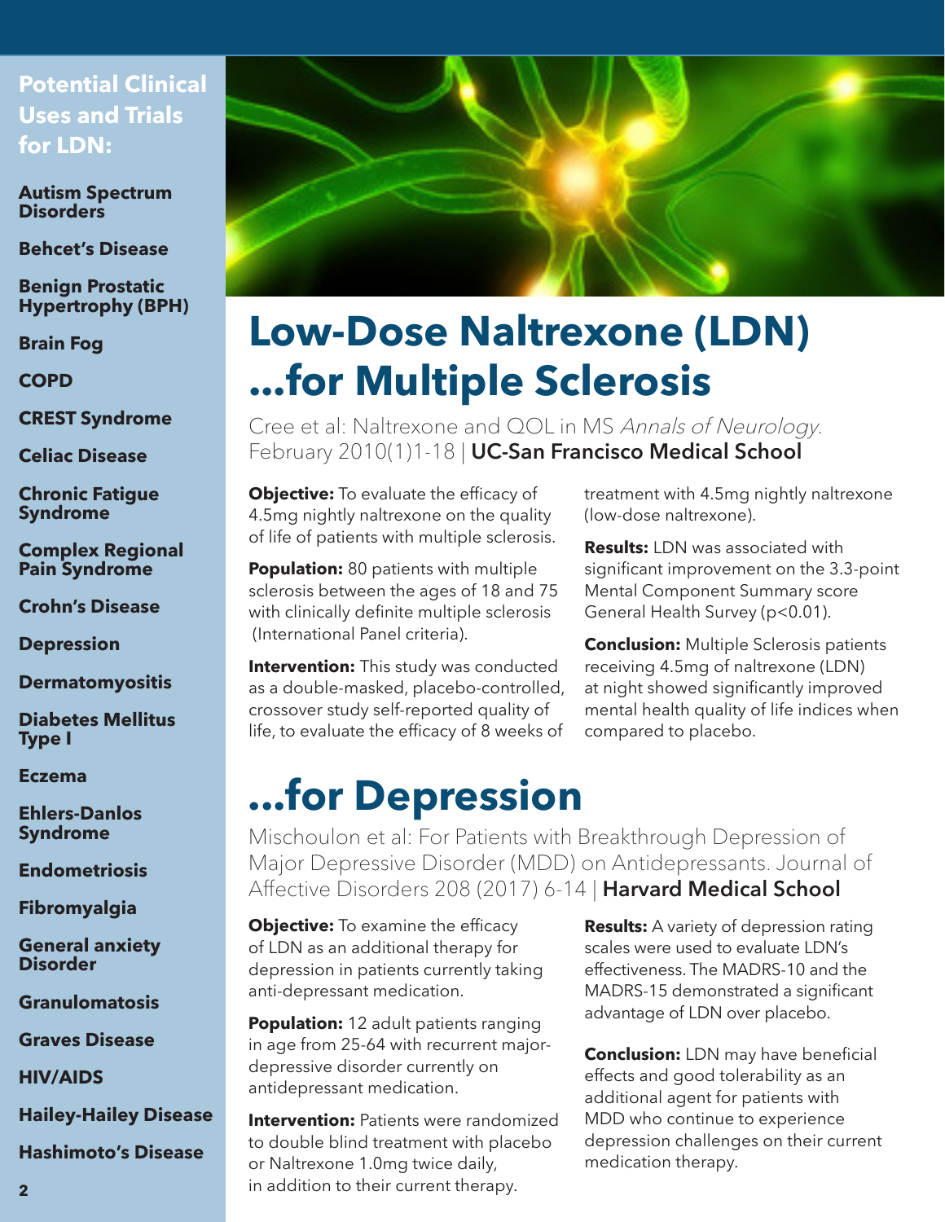## Potential Clinical Uses and Trials for LDN:

**Autism Spectrum Disorders**

**Behcet's Disease**

**Benign Prostatic Hypertrophy (BPH)**

**Brain Fog**

**COPD**

**CREST Syndrome**

**Celiac Disease**

**Chronic Fatigue Syndrome**

**Complex Regional Pain Syndrome**

**Crohn's Disease**

**Depression**

**Dermatomyositis**

**Diabetes Mellitus Type I**

**Eczema**

**Ehlers-Danlos Syndrome**

**Endometriosis**

**Fibromyalgia**

**General anxiety Disorder**

**Granulomatosis**

**Graves Disease**

**HIV/AIDS**

**Hailey-Hailey Disease**

**Hashimoto's Disease**

# Low-Dose Naltrexone (LDN) ...for Multiple Sclerosis

Cree et al: Naltrexone and QOL in MS *Annals of Neurology*. February 2010(1)1-18 | **UC-San Francisco Medical School**

**Objective:** To evaluate the efficacy of 4.5mg nightly naltrexone on the quality of life of patients with multiple sclerosis.

**Population:** 80 patients with multiple sclerosis between the ages of 18 and 75 with clinically definite multiple sclerosis (International Panel criteria).

**Intervention:** This study was conducted as a double-masked, placebo-controlled, crossover study self-reported quality of life, to evaluate the efficacy of 8 weeks of treatment with 4.5mg nightly naltrexone (low-dose naltrexone).

**Results:** LDN was associated with significant improvement on the 3.3-point Mental Component Summary score General Health Survey ($p<0.01$).

**Conclusion:** Multiple Sclerosis patients receiving 4.5mg of naltrexone (LDN) at night showed significantly improved mental health quality of life indices when compared to placebo.

# ...for Depression

Mischoulon et al: For Patients with Breakthrough Depression of Major Depressive Disorder (MDD) on Antidepressants. Journal of Affective Disorders 208 (2017) 6-14 | **Harvard Medical School**

**Objective:** To examine the efficacy of LDN as an additional therapy for depression in patients currently taking anti-depressant medication.

**Population:** 12 adult patients ranging in age from 25-64 with recurrent major-depressive disorder currently on antidepressant medication.

**Intervention:** Patients were randomized to double blind treatment with placebo or Naltrexone 1.0mg twice daily, in addition to their current therapy.

**Results:** A variety of depression rating scales were used to evaluate LDN's effectiveness. The MADRS-10 and the MADRS-15 demonstrated a significant advantage of LDN over placebo.

**Conclusion:** LDN may have beneficial effects and good tolerability as an additional agent for patients with MDD who continue to experience depression challenges on their current medication therapy.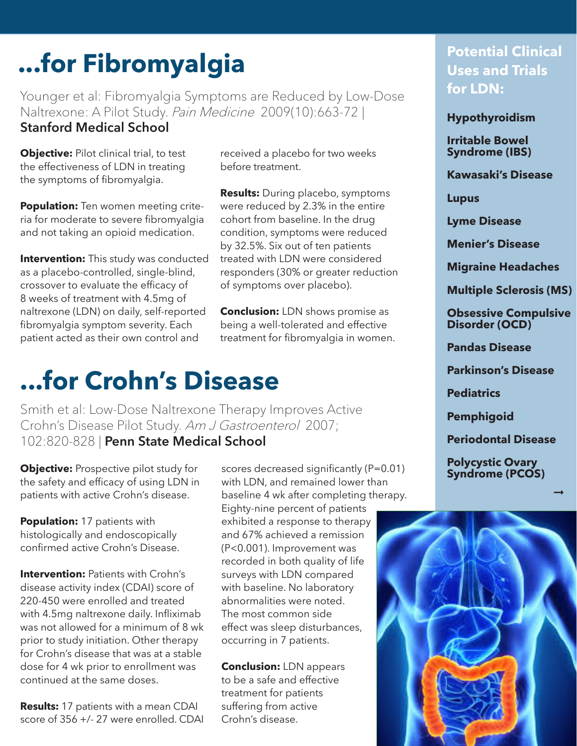# ...for Fibromyalgia

Younger et al: Fibromyalgia Symptoms are Reduced by Low-Dose Naltrexone: A Pilot Study. *Pain Medicine* 2009(10):663-72 | **Stanford Medical School**

**Objective:** Pilot clinical trial, to test the effectiveness of LDN in treating the symptoms of fibromyalgia.

**Population:** Ten women meeting criteria for moderate to severe fibromyalgia and not taking an opioid medication.

**Intervention:** This study was conducted as a placebo-controlled, single-blind, crossover to evaluate the efficacy of 8 weeks of treatment with 4.5mg of naltrexone (LDN) on daily, self-reported fibromyalgia symptom severity. Each patient acted as their own control and received a placebo for two weeks before treatment.

**Results:** During placebo, symptoms were reduced by 2.3% in the entire cohort from baseline. In the drug condition, symptoms were reduced by 32.5%. Six out of ten patients treated with LDN were considered responders (30% or greater reduction of symptoms over placebo).

**Conclusion:** LDN shows promise as being a well-tolerated and effective treatment for fibromyalgia in women.

# ...for Crohn's Disease

Smith et al: Low-Dose Naltrexone Therapy Improves Active Crohn's Disease Pilot Study. *Am J Gastroenterol* 2007; 102:820-828 | **Penn State Medical School**

**Objective:** Prospective pilot study for the safety and efficacy of using LDN in patients with active Crohn's disease.

**Population:** 17 patients with histologically and endoscopically confirmed active Crohn's Disease.

**Intervention:** Patients with Crohn's disease activity index (CDAI) score of 220-450 were enrolled and treated with 4.5mg naltrexone daily. Infliximab was not allowed for a minimum of 8 wk prior to study initiation. Other therapy for Crohn's disease that was at a stable dose for 4 wk prior to enrollment was continued at the same doses.

**Results:** 17 patients with a mean CDAI score of 356 +/- 27 were enrolled. CDAI scores decreased significantly ($P=0.01$) with LDN, and remained lower than baseline 4 wk after completing therapy. Eighty-nine percent of patients exhibited a response to therapy and 67% achieved a remission ($P<0.001$). Improvement was recorded in both quality of life surveys with LDN compared with baseline. No laboratory abnormalities were noted. The most common side effect was sleep disturbances, occurring in 7 patients.

**Conclusion:** LDN appears to be a safe and effective treatment for patients suffering from active Crohn's disease.

## Potential Clinical Uses and Trials for LDN:

- **Hypothyroidism**
- **Irritable Bowel Syndrome (IBS)**
- **Kawasaki's Disease**
- **Lupus**
- **Lyme Disease**
- **Menier's Disease**
- **Migraine Headaches**
- **Multiple Sclerosis (MS)**
- **Obsessive Compulsive Disorder (OCD)**
- **Pandas Disease**
- **Parkinson's Disease**
- **Pediatrics**
- **Pemphigoid**
- **Periodontal Disease**
- **Polycystic Ovary Syndrome (PCOS)**

→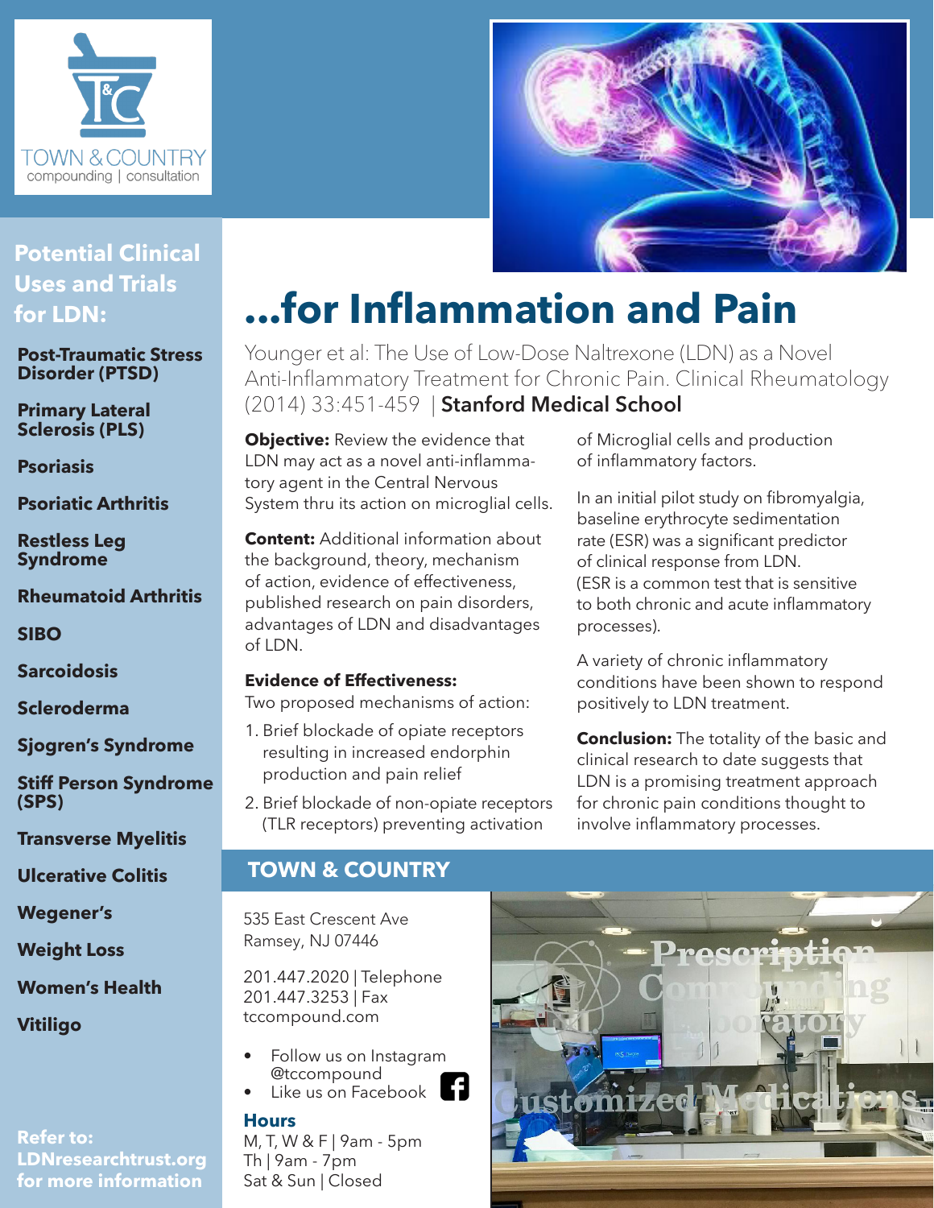TOWN & COUNTRY
compounding | consultation

## Potential Clinical Uses and Trials for LDN:

**Post-Traumatic Stress Disorder (PTSD)**

**Primary Lateral Sclerosis (PLS)**

**Psoriasis**

**Psoriatic Arthritis**

**Restless Leg Syndrome**

**Rheumatoid Arthritis**

**SIBO**

**Sarcoidosis**

**Scleroderma**

**Sjogren's Syndrome**

**Stiff Person Syndrome (SPS)**

**Transverse Myelitis**

**Ulcerative Colitis**

**Wegener's**

**Weight Loss**

**Women's Health**

**Vitiligo**

**Refer to: LDNresearchtrust.org for more information**

# ...for Inflammation and Pain

Younger et al: The Use of Low-Dose Naltrexone (LDN) as a Novel Anti-Inflammatory Treatment for Chronic Pain. Clinical Rheumatology (2014) 33:451-459 | **Stanford Medical School**

**Objective:** Review the evidence that LDN may act as a novel anti-inflammatory agent in the Central Nervous System thru its action on microglial cells.

**Content:** Additional information about the background, theory, mechanism of action, evidence of effectiveness, published research on pain disorders, advantages of LDN and disadvantages of LDN.

**Evidence of Effectiveness:**
Two proposed mechanisms of action:

1. Brief blockade of opiate receptors resulting in increased endorphin production and pain relief
2. Brief blockade of non-opiate receptors (TLR receptors) preventing activation of Microglial cells and production of inflammatory factors.

In an initial pilot study on fibromyalgia, baseline erythrocyte sedimentation rate (ESR) was a significant predictor of clinical response from LDN. (ESR is a common test that is sensitive to both chronic and acute inflammatory processes).

A variety of chronic inflammatory conditions have been shown to respond positively to LDN treatment.

**Conclusion:** The totality of the basic and clinical research to date suggests that LDN is a promising treatment approach for chronic pain conditions thought to involve inflammatory processes.

## TOWN & COUNTRY

535 East Crescent Ave
Ramsey, NJ 07446

201.447.2020 | Telephone
201.447.3253 | Fax
tccompound.com

- Follow us on Instagram @tccompound
- Like us on Facebook

**Hours**
M, T, W & F | 9am - 5pm
Th | 9am - 7pm
Sat & Sun | Closed